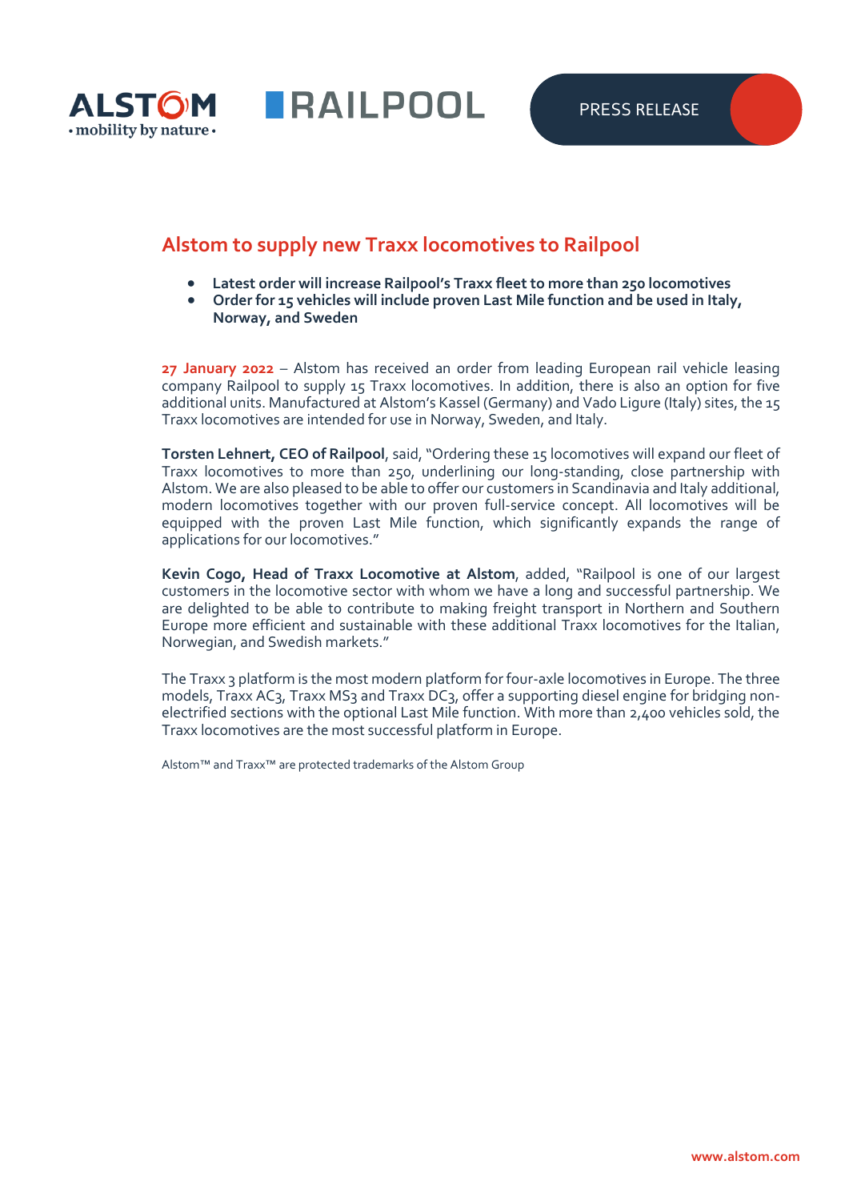# Alstom to supply new Traxx locomotives to Railpool

- **Latest order will increase Railpool's Traxx fleet to more than 250 locomotives**
- **Order for 15 vehicles will include proven Last Mile function and be used in Italy, Norway, and Sweden**

**27 January 2022** – Alstom has received an order from leading European rail vehicle leasing company Railpool to supply 15 Traxx locomotives. In addition, there is also an option for five additional units. Manufactured at Alstom's Kassel (Germany) and Vado Ligure (Italy) sites, the 15 Traxx locomotives are intended for use in Norway, Sweden, and Italy.

**Torsten Lehnert, CEO of Railpool**, said, "Ordering these 15 locomotives will expand our fleet of Traxx locomotives to more than 250, underlining our long-standing, close partnership with Alstom. We are also pleased to be able to offer our customers in Scandinavia and Italy additional, modern locomotives together with our proven full-service concept. All locomotives will be equipped with the proven Last Mile function, which significantly expands the range of applications for our locomotives."

**Kevin Cogo, Head of Traxx Locomotive at Alstom**, added, "Railpool is one of our largest customers in the locomotive sector with whom we have a long and successful partnership. We are delighted to be able to contribute to making freight transport in Northern and Southern Europe more efficient and sustainable with these additional Traxx locomotives for the Italian, Norwegian, and Swedish markets."

The Traxx 3 platform is the most modern platform for four-axle locomotives in Europe. The three models, Traxx AC3, Traxx MS3 and Traxx DC3, offer a supporting diesel engine for bridging non-electrified sections with the optional Last Mile function. With more than 2,400 vehicles sold, the Traxx locomotives are the most successful platform in Europe.

Alstom™ and Traxx™ are protected trademarks of the Alstom Group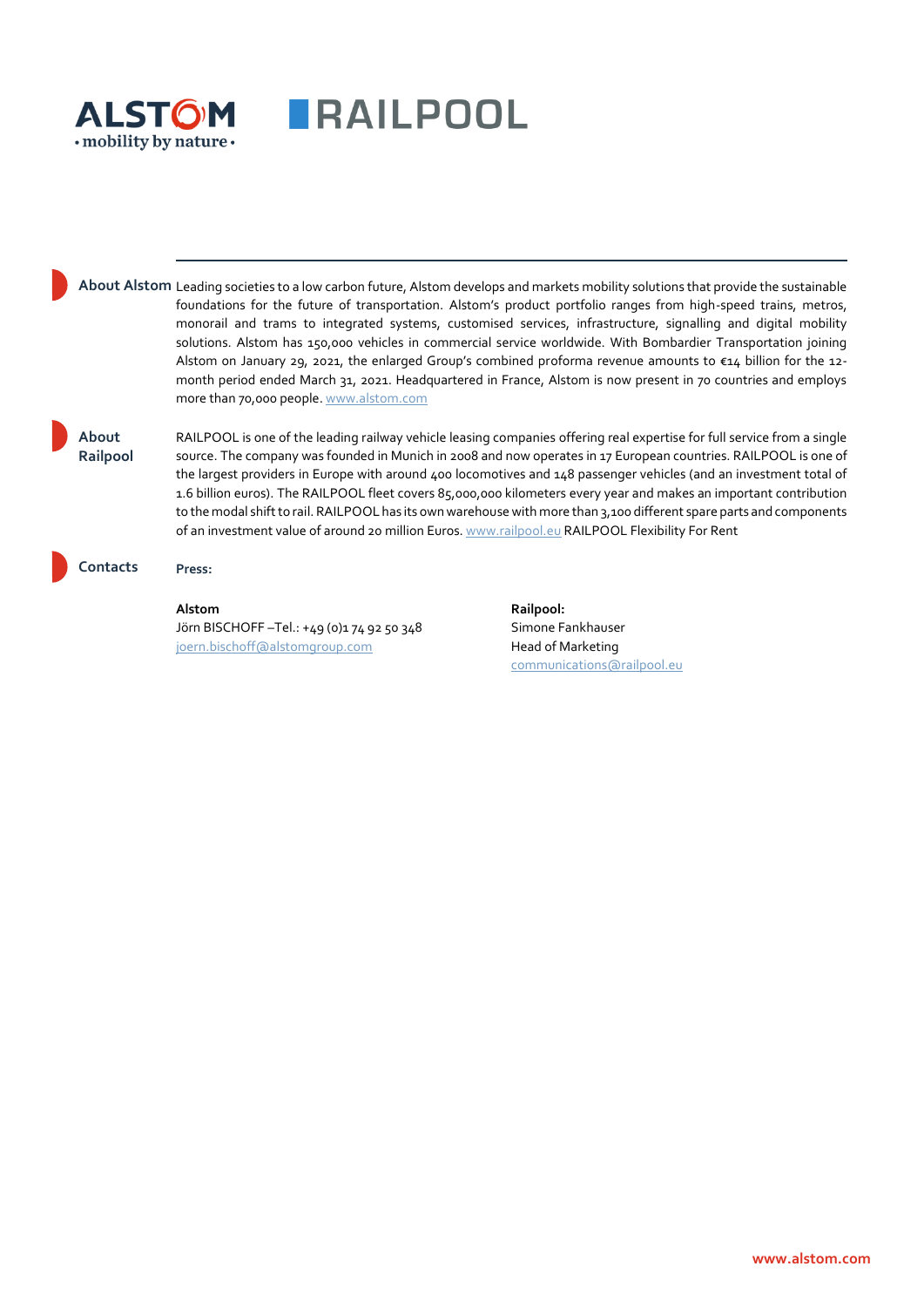ALSTOM • mobility by nature •

RAILPOOL

**About Alstom** Leading societies to a low carbon future, Alstom develops and markets mobility solutions that provide the sustainable foundations for the future of transportation. Alstom's product portfolio ranges from high-speed trains, metros, monorail and trams to integrated systems, customised services, infrastructure, signalling and digital mobility solutions. Alstom has 150,000 vehicles in commercial service worldwide. With Bombardier Transportation joining Alstom on January 29, 2021, the enlarged Group's combined proforma revenue amounts to €14 billion for the 12-month period ended March 31, 2021. Headquartered in France, Alstom is now present in 70 countries and employs more than 70,000 people. www.alstom.com

**About Railpool** RAILPOOL is one of the leading railway vehicle leasing companies offering real expertise for full service from a single source. The company was founded in Munich in 2008 and now operates in 17 European countries. RAILPOOL is one of the largest providers in Europe with around 400 locomotives and 148 passenger vehicles (and an investment total of 1.6 billion euros). The RAILPOOL fleet covers 85,000,000 kilometers every year and makes an important contribution to the modal shift to rail. RAILPOOL has its own warehouse with more than 3,100 different spare parts and components of an investment value of around 20 million Euros. www.railpool.eu RAILPOOL Flexibility For Rent

**Contacts**

**Press:**

**Alstom**
Jörn BISCHOFF –Tel.: +49 (0)1 74 92 50 348
joern.bischoff@alstomgroup.com

**Railpool:**
Simone Fankhauser
Head of Marketing
communications@railpool.eu